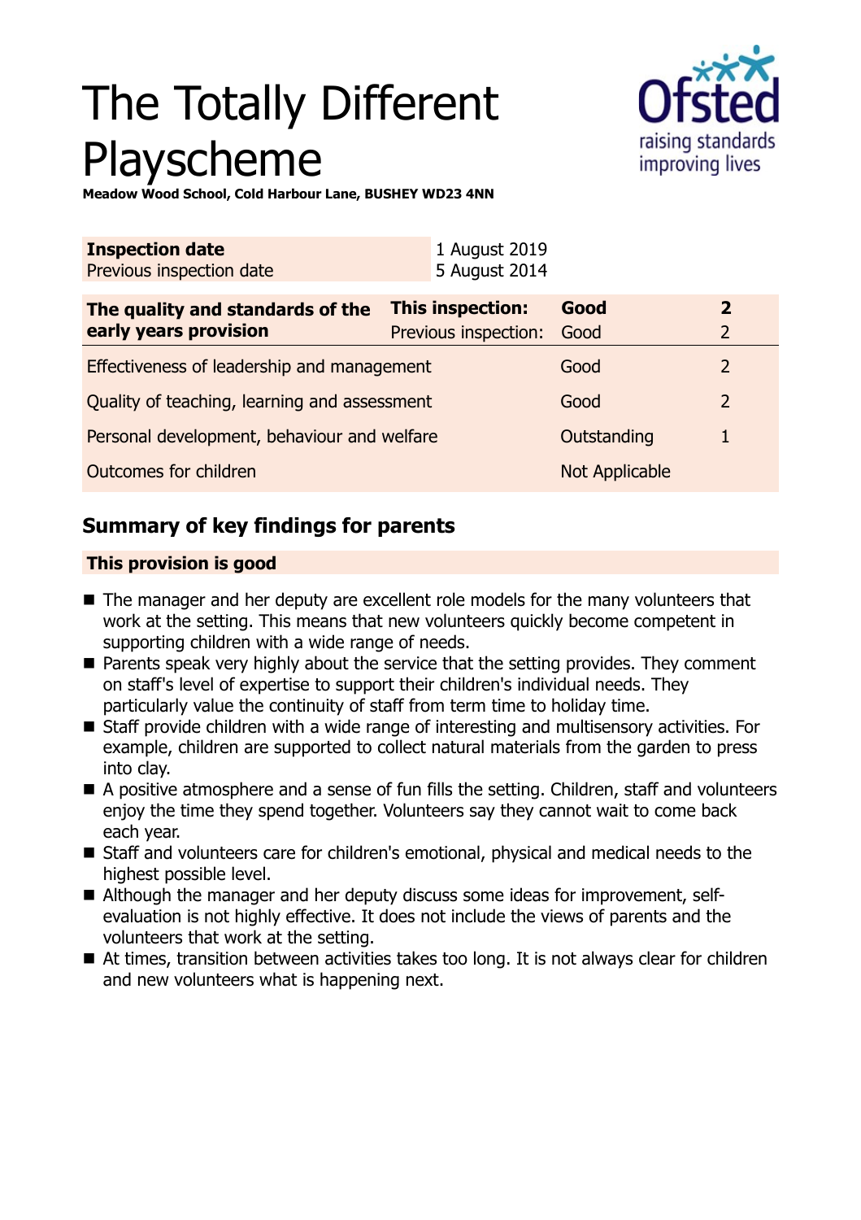# The Totally Different Playscheme

**Meadow Wood School, Cold Harbour Lane, BUSHEY WD23 4NN**

| **Inspection date** | 1 August 2019 |
|---|---|
| Previous inspection date | 5 August 2014 |

| **The quality and standards of the early years provision** | **This inspection:** | **Good** | **2** |
|---|---|---|---|
| | Previous inspection: | Good | 2 |
| Effectiveness of leadership and management | | Good | 2 |
| Quality of teaching, learning and assessment | | Good | 2 |
| Personal development, behaviour and welfare | | Outstanding | 1 |
| Outcomes for children | | Not Applicable | |

## Summary of key findings for parents

**This provision is good**

- The manager and her deputy are excellent role models for the many volunteers that work at the setting. This means that new volunteers quickly become competent in supporting children with a wide range of needs.
- Parents speak very highly about the service that the setting provides. They comment on staff's level of expertise to support their children's individual needs. They particularly value the continuity of staff from term time to holiday time.
- Staff provide children with a wide range of interesting and multisensory activities. For example, children are supported to collect natural materials from the garden to press into clay.
- A positive atmosphere and a sense of fun fills the setting. Children, staff and volunteers enjoy the time they spend together. Volunteers say they cannot wait to come back each year.
- Staff and volunteers care for children's emotional, physical and medical needs to the highest possible level.
- Although the manager and her deputy discuss some ideas for improvement, self-evaluation is not highly effective. It does not include the views of parents and the volunteers that work at the setting.
- At times, transition between activities takes too long. It is not always clear for children and new volunteers what is happening next.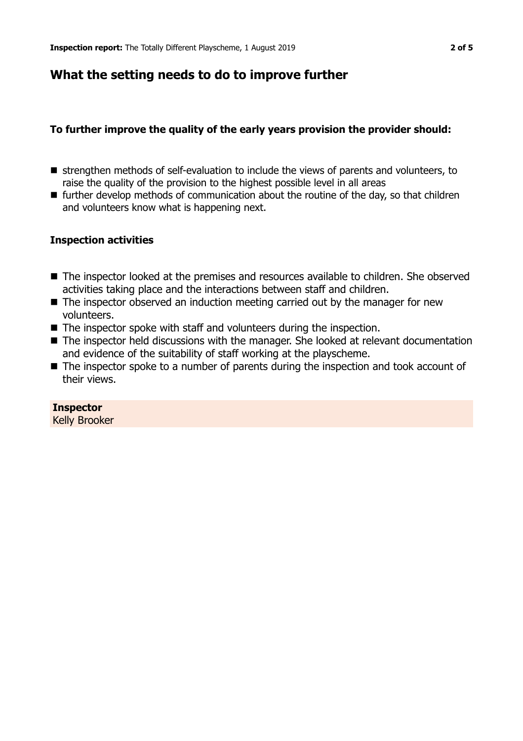## What the setting needs to do to improve further

**To further improve the quality of the early years provision the provider should:**

- strengthen methods of self-evaluation to include the views of parents and volunteers, to raise the quality of the provision to the highest possible level in all areas
- further develop methods of communication about the routine of the day, so that children and volunteers know what is happening next.

### Inspection activities

- The inspector looked at the premises and resources available to children. She observed activities taking place and the interactions between staff and children.
- The inspector observed an induction meeting carried out by the manager for new volunteers.
- The inspector spoke with staff and volunteers during the inspection.
- The inspector held discussions with the manager. She looked at relevant documentation and evidence of the suitability of staff working at the playscheme.
- The inspector spoke to a number of parents during the inspection and took account of their views.

**Inspector**
Kelly Brooker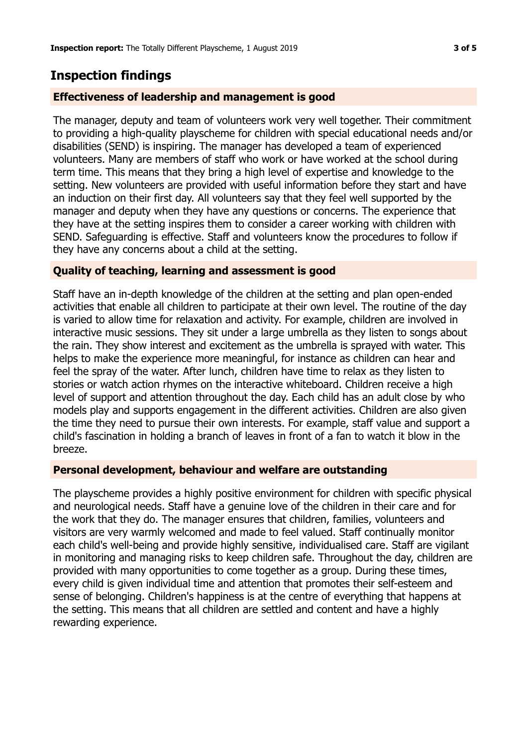## Inspection findings

### Effectiveness of leadership and management is good

The manager, deputy and team of volunteers work very well together. Their commitment to providing a high-quality playscheme for children with special educational needs and/or disabilities (SEND) is inspiring. The manager has developed a team of experienced volunteers. Many are members of staff who work or have worked at the school during term time. This means that they bring a high level of expertise and knowledge to the setting. New volunteers are provided with useful information before they start and have an induction on their first day. All volunteers say that they feel well supported by the manager and deputy when they have any questions or concerns. The experience that they have at the setting inspires them to consider a career working with children with SEND. Safeguarding is effective. Staff and volunteers know the procedures to follow if they have any concerns about a child at the setting.

### Quality of teaching, learning and assessment is good

Staff have an in-depth knowledge of the children at the setting and plan open-ended activities that enable all children to participate at their own level. The routine of the day is varied to allow time for relaxation and activity. For example, children are involved in interactive music sessions. They sit under a large umbrella as they listen to songs about the rain. They show interest and excitement as the umbrella is sprayed with water. This helps to make the experience more meaningful, for instance as children can hear and feel the spray of the water. After lunch, children have time to relax as they listen to stories or watch action rhymes on the interactive whiteboard. Children receive a high level of support and attention throughout the day. Each child has an adult close by who models play and supports engagement in the different activities. Children are also given the time they need to pursue their own interests. For example, staff value and support a child's fascination in holding a branch of leaves in front of a fan to watch it blow in the breeze.

### Personal development, behaviour and welfare are outstanding

The playscheme provides a highly positive environment for children with specific physical and neurological needs. Staff have a genuine love of the children in their care and for the work that they do. The manager ensures that children, families, volunteers and visitors are very warmly welcomed and made to feel valued. Staff continually monitor each child's well-being and provide highly sensitive, individualised care. Staff are vigilant in monitoring and managing risks to keep children safe. Throughout the day, children are provided with many opportunities to come together as a group. During these times, every child is given individual time and attention that promotes their self-esteem and sense of belonging. Children's happiness is at the centre of everything that happens at the setting. This means that all children are settled and content and have a highly rewarding experience.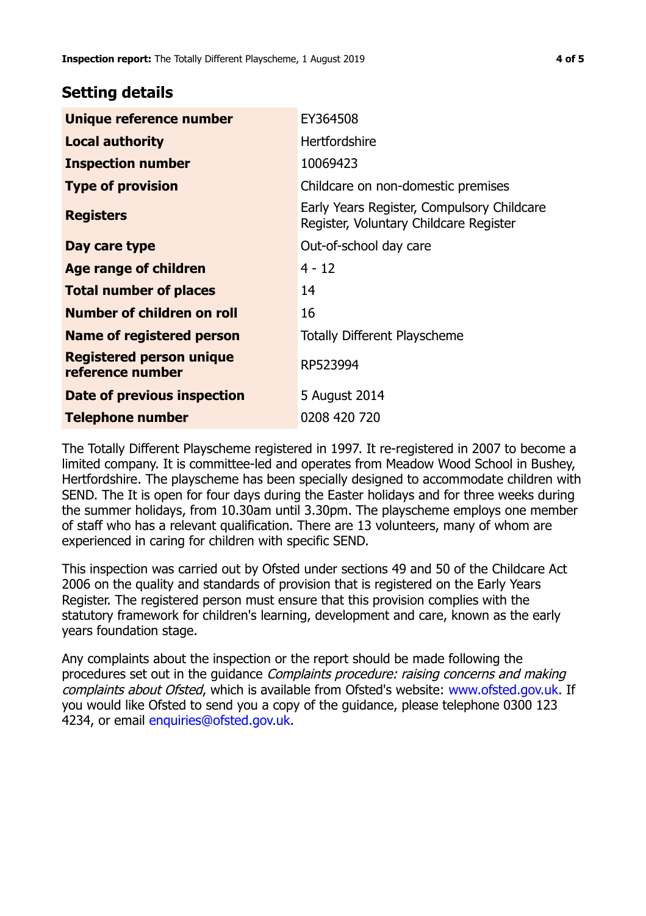## Setting details

| | |
|---|---|
| **Unique reference number** | EY364508 |
| **Local authority** | Hertfordshire |
| **Inspection number** | 10069423 |
| **Type of provision** | Childcare on non-domestic premises |
| **Registers** | Early Years Register, Compulsory Childcare Register, Voluntary Childcare Register |
| **Day care type** | Out-of-school day care |
| **Age range of children** | 4 - 12 |
| **Total number of places** | 14 |
| **Number of children on roll** | 16 |
| **Name of registered person** | Totally Different Playscheme |
| **Registered person unique reference number** | RP523994 |
| **Date of previous inspection** | 5 August 2014 |
| **Telephone number** | 0208 420 720 |

The Totally Different Playscheme registered in 1997. It re-registered in 2007 to become a limited company. It is committee-led and operates from Meadow Wood School in Bushey, Hertfordshire. The playscheme has been specially designed to accommodate children with SEND. The It is open for four days during the Easter holidays and for three weeks during the summer holidays, from 10.30am until 3.30pm. The playscheme employs one member of staff who has a relevant qualification. There are 13 volunteers, many of whom are experienced in caring for children with specific SEND.

This inspection was carried out by Ofsted under sections 49 and 50 of the Childcare Act 2006 on the quality and standards of provision that is registered on the Early Years Register. The registered person must ensure that this provision complies with the statutory framework for children's learning, development and care, known as the early years foundation stage.

Any complaints about the inspection or the report should be made following the procedures set out in the guidance *Complaints procedure: raising concerns and making complaints about Ofsted*, which is available from Ofsted's website: www.ofsted.gov.uk. If you would like Ofsted to send you a copy of the guidance, please telephone 0300 123 4234, or email enquiries@ofsted.gov.uk.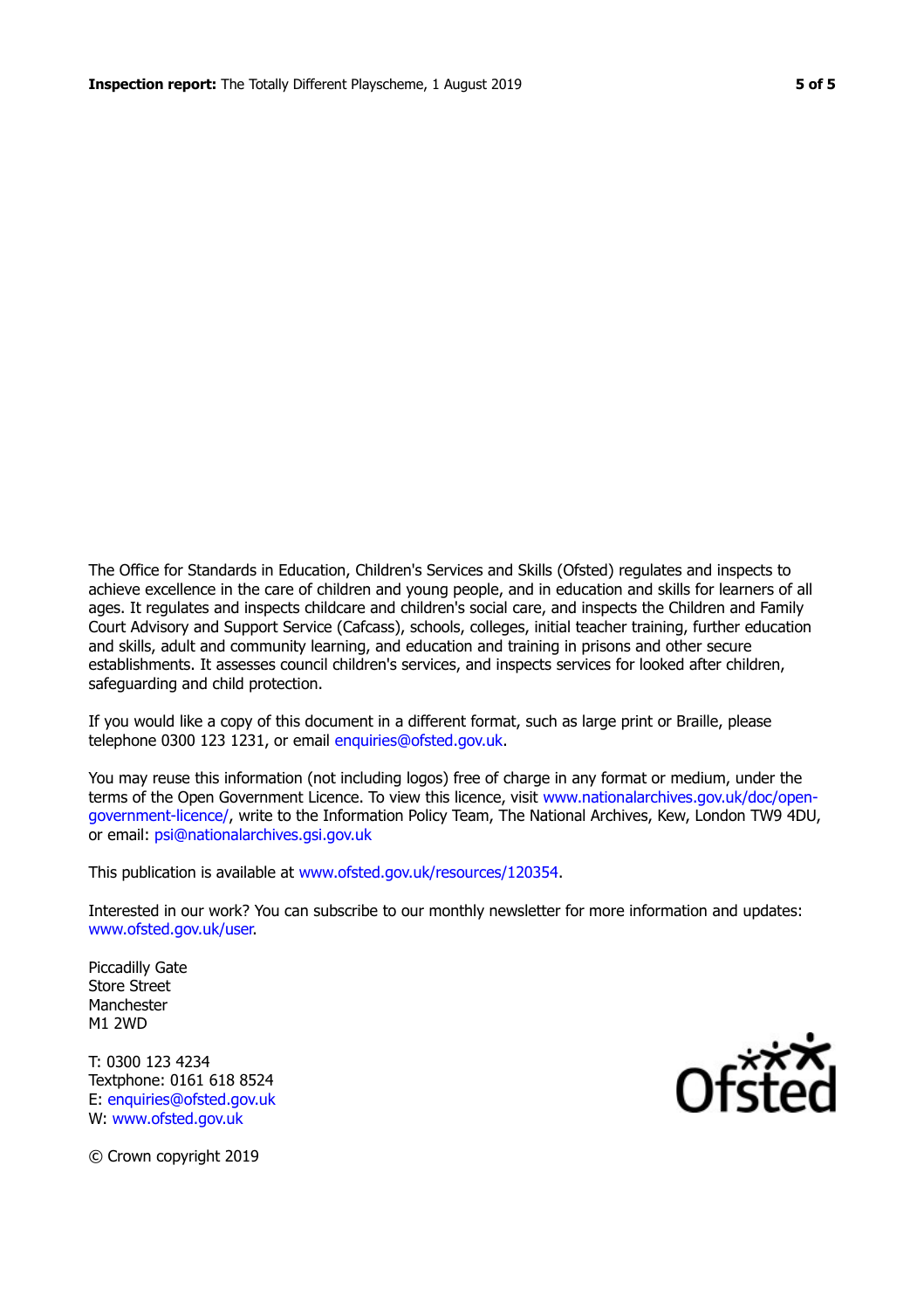The Office for Standards in Education, Children's Services and Skills (Ofsted) regulates and inspects to achieve excellence in the care of children and young people, and in education and skills for learners of all ages. It regulates and inspects childcare and children's social care, and inspects the Children and Family Court Advisory and Support Service (Cafcass), schools, colleges, initial teacher training, further education and skills, adult and community learning, and education and training in prisons and other secure establishments. It assesses council children's services, and inspects services for looked after children, safeguarding and child protection.

If you would like a copy of this document in a different format, such as large print or Braille, please telephone 0300 123 1231, or email enquiries@ofsted.gov.uk.

You may reuse this information (not including logos) free of charge in any format or medium, under the terms of the Open Government Licence. To view this licence, visit www.nationalarchives.gov.uk/doc/open-government-licence/, write to the Information Policy Team, The National Archives, Kew, London TW9 4DU, or email: psi@nationalarchives.gsi.gov.uk

This publication is available at www.ofsted.gov.uk/resources/120354.

Interested in our work? You can subscribe to our monthly newsletter for more information and updates: www.ofsted.gov.uk/user.

Piccadilly Gate
Store Street
Manchester
M1 2WD

T: 0300 123 4234
Textphone: 0161 618 8524
E: enquiries@ofsted.gov.uk
W: www.ofsted.gov.uk

© Crown copyright 2019

Ofsted